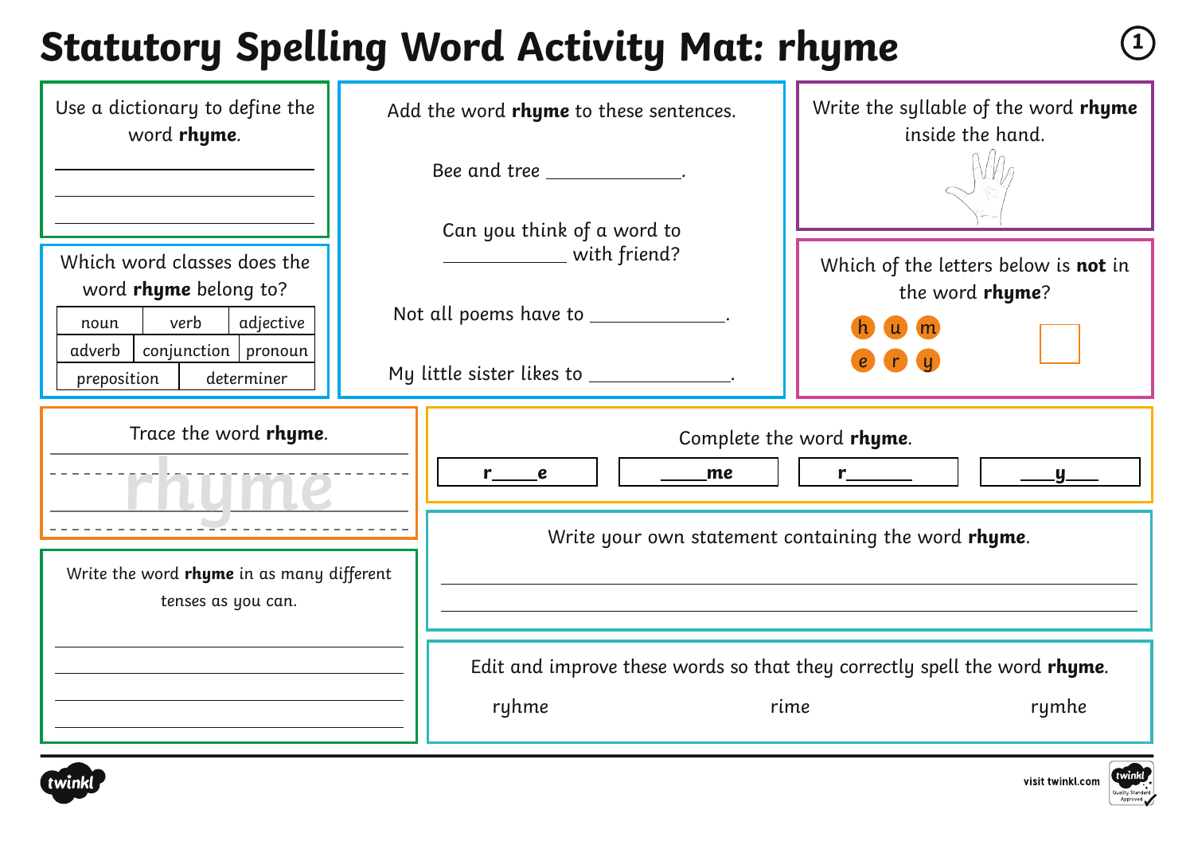# Statutory Spelling Word Activity Mat: rhyme

Use a dictionary to define the word **rhyme**.

_______________________________

_______________________________

_______________________________

Which word classes does the word **rhyme** belong to?

| noun | verb | adjective |
|---|---|---|
| adverb | conjunction | pronoun |
| preposition | determiner | |

Add the word **rhyme** to these sentences.

Bee and tree ____________.

Can you think of a word to ____________ with friend?

Not all poems have to ____________.

My little sister likes to ____________.

Write the syllable of the word **rhyme** inside the hand.

Which of the letters below is **not** in the word **rhyme**?

h u m
e r y

Trace the word **rhyme**.

rhyme

Complete the word **rhyme**.

| r____e | ____me | r______ | ___y___ |
|---|---|---|---|

Write the word **rhyme** in as many different tenses as you can.

_______________________________

_______________________________

_______________________________

_______________________________

Write your own statement containing the word **rhyme**.

_______________________________

_______________________________

Edit and improve these words so that they correctly spell the word **rhyme**.

ryhme    rime    rymhe

visit twinkl.com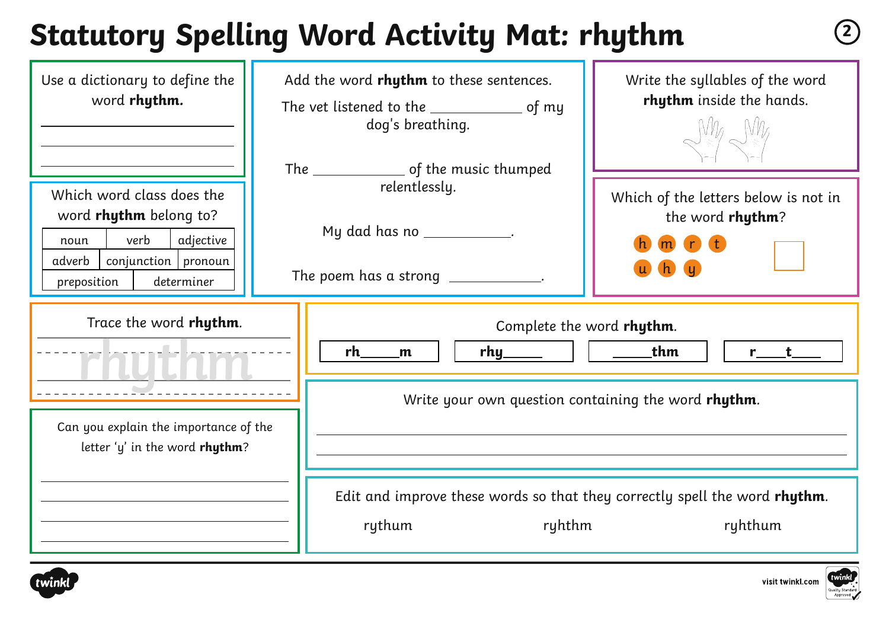# Statutory Spelling Word Activity Mat: rhythm

Use a dictionary to define the word **rhythm.**

\_\_\_\_\_\_\_\_\_\_\_\_\_\_\_\_\_\_\_\_\_\_\_\_

\_\_\_\_\_\_\_\_\_\_\_\_\_\_\_\_\_\_\_\_\_\_\_\_

\_\_\_\_\_\_\_\_\_\_\_\_\_\_\_\_\_\_\_\_\_\_\_\_

Which word class does the word **rhythm** belong to?

| noun | verb | adjective |
|---|---|---|
| adverb | conjunction | pronoun |
| preposition | determiner | |

Add the word **rhythm** to these sentences.

The vet listened to the \_\_\_\_\_\_\_\_\_\_ of my dog's breathing.

The \_\_\_\_\_\_\_\_\_\_ of the music thumped relentlessly.

My dad has no \_\_\_\_\_\_\_\_\_\_.

The poem has a strong \_\_\_\_\_\_\_\_\_\_.

Write the syllables of the word **rhythm** inside the hands.

Which of the letters below is not in the word **rhythm**?

h m r t
u h y

☐

Trace the word **rhythm**.

rhythm

Complete the word **rhythm**.

| **rh\_\_\_\_m** | **rhy\_\_\_\_** | **\_\_\_\_thm** | **r\_\_\_t\_\_\_** |
|---|---|---|---|

Can you explain the importance of the letter 'y' in the word **rhythm**?

\_\_\_\_\_\_\_\_\_\_\_\_\_\_\_\_\_\_\_\_\_\_\_\_

\_\_\_\_\_\_\_\_\_\_\_\_\_\_\_\_\_\_\_\_\_\_\_\_

\_\_\_\_\_\_\_\_\_\_\_\_\_\_\_\_\_\_\_\_\_\_\_\_

\_\_\_\_\_\_\_\_\_\_\_\_\_\_\_\_\_\_\_\_\_\_\_\_

Write your own question containing the word **rhythm**.

\_\_\_\_\_\_\_\_\_\_\_\_\_\_\_\_\_\_\_\_\_\_\_\_

\_\_\_\_\_\_\_\_\_\_\_\_\_\_\_\_\_\_\_\_\_\_\_\_

Edit and improve these words so that they correctly spell the word **rhythm**.

rythum  ryhthm  ryhthum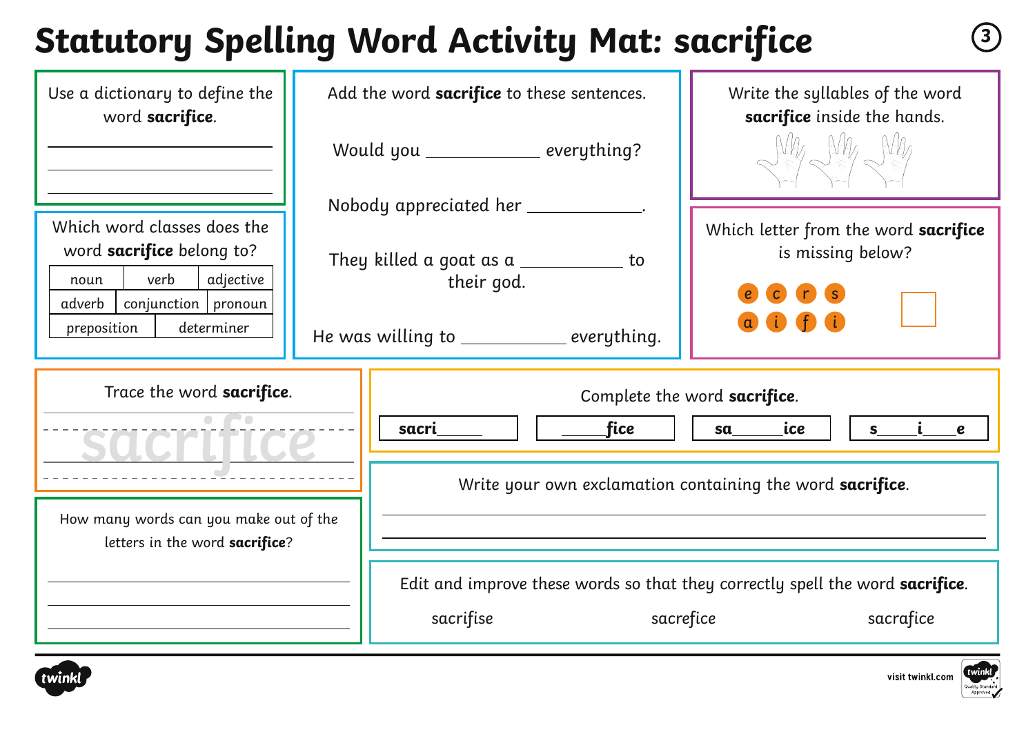# Statutory Spelling Word Activity Mat: sacrifice

Use a dictionary to define the word **sacrifice**.

______________________

______________________

______________________

Which word classes does the word **sacrifice** belong to?

| noun | verb | adjective |
|---|---|---|
| adverb | conjunction | pronoun |
| preposition | determiner | |

Add the word **sacrifice** to these sentences.

Would you ____________ everything?

Nobody appreciated her ____________.

They killed a goat as a ____________ to their god.

He was willing to ____________ everything.

Write the syllables of the word **sacrifice** inside the hands.

Which letter from the word **sacrifice** is missing below?

e c r s
a i f i

Trace the word **sacrifice**.

sacrifice

Complete the word **sacrifice**.

| sacri_____ | _____fice | sa_____ice | s____i____e |
|---|---|---|---|

How many words can you make out of the letters in the word **sacrifice**?

______________________

______________________

______________________

Write your own exclamation containing the word **sacrifice**.

______________________

______________________

Edit and improve these words so that they correctly spell the word **sacrifice**.

sacrifise    sacrefice    sacrafice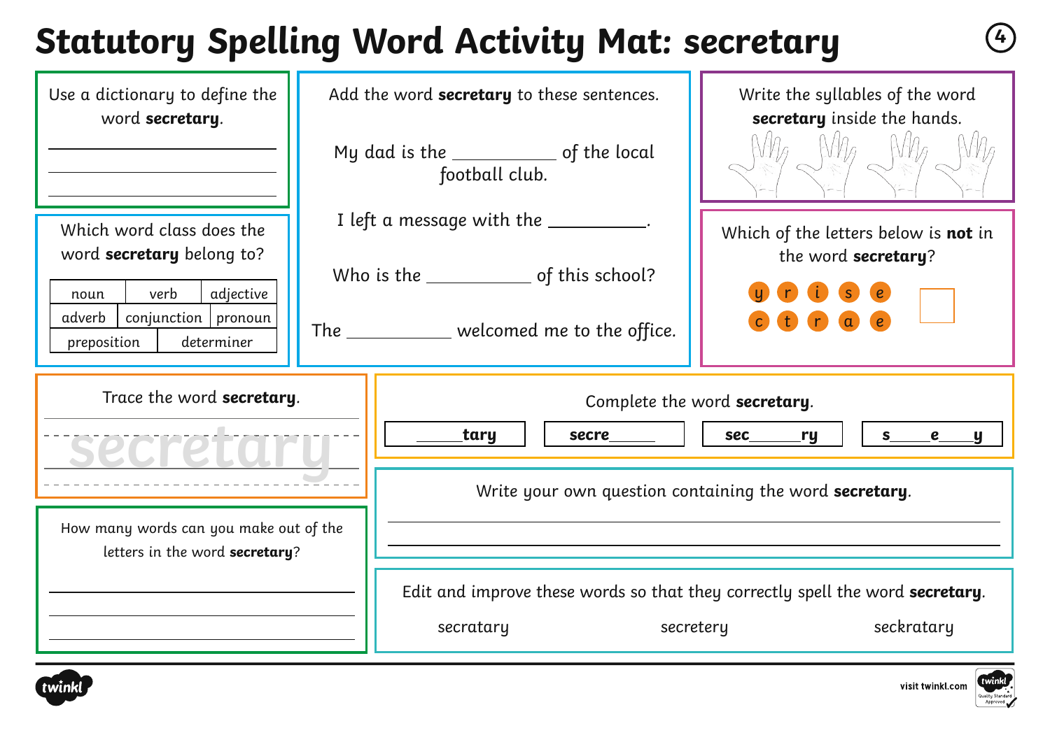# Statutory Spelling Word Activity Mat: secretary

Use a dictionary to define the word **secretary**.

___________________________

___________________________

___________________________

Add the word **secretary** to these sentences.

My dad is the __________ of the local football club.

I left a message with the __________.

Who is the __________ of this school?

The __________ welcomed me to the office.

Write the syllables of the word **secretary** inside the hands.

Which word class does the word **secretary** belong to?

| noun | verb | adjective |
|---|---|---|
| adverb | conjunction | pronoun |
| preposition | determiner | |

Which of the letters below is **not** in the word **secretary**?

y r i s e
c t r a e

Trace the word **secretary**.

secretary

Complete the word **secretary**.

| _____**tary** | **secre**_____ | **sec**_____**ry** | **s**____**e**____**y** |
|---|---|---|---|

Write your own question containing the word **secretary**.

___________________________

___________________________

How many words can you make out of the letters in the word **secretary**?

___________________________

___________________________

___________________________

Edit and improve these words so that they correctly spell the word **secretary**.

secratary    secretery    seckratary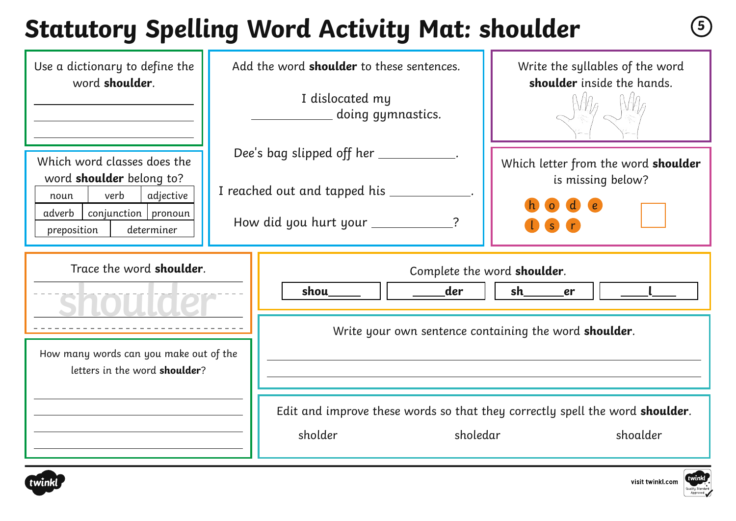# Statutory Spelling Word Activity Mat: shoulder

Use a dictionary to define the word **shoulder**.

______________________

______________________

______________________

Which word classes does the word **shoulder** belong to?

| | | |
|---|---|---|
| noun | verb | adjective |
| adverb | conjunction | pronoun |
| preposition | determiner | |

Add the word **shoulder** to these sentences.

I dislocated my ____________ doing gymnastics.

Dee's bag slipped off her ____________.

I reached out and tapped his ____________.

How did you hurt your ____________?

Write the syllables of the word **shoulder** inside the hands.

Which letter from the word **shoulder** is missing below?

h o d e
l s r

Trace the word **shoulder**.

shoulder

Complete the word **shoulder**.

| | | | |
|---|---|---|---|
| **shou_____** | **_____der** | **sh______er** | **_____l____** |

How many words can you make out of the letters in the word **shoulder**?

______________________

______________________

______________________

______________________

Write your own sentence containing the word **shoulder**.

______________________

______________________

Edit and improve these words so that they correctly spell the word **shoulder**.

sholder        sholedar        shoalder